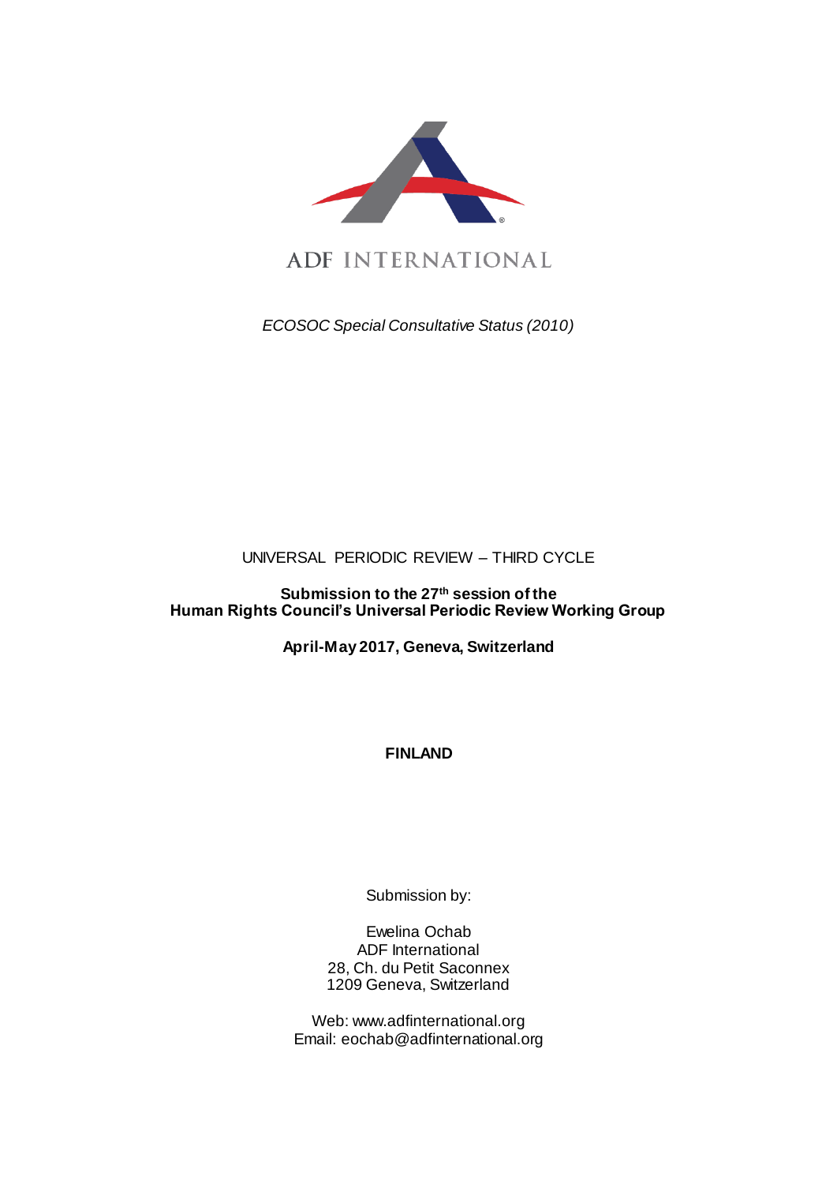ADF INTERNATIONAL

*ECOSOC Special Consultative Status (2010)*

UNIVERSAL PERIODIC REVIEW – THIRD CYCLE

**Submission to the 27th session of the Human Rights Council's Universal Periodic Review Working Group**

**April-May 2017, Geneva, Switzerland**

**FINLAND**

Submission by:

Ewelina Ochab
ADF International
28, Ch. du Petit Saconnex
1209 Geneva, Switzerland

Web: www.adfinternational.org
Email: eochab@adfinternational.org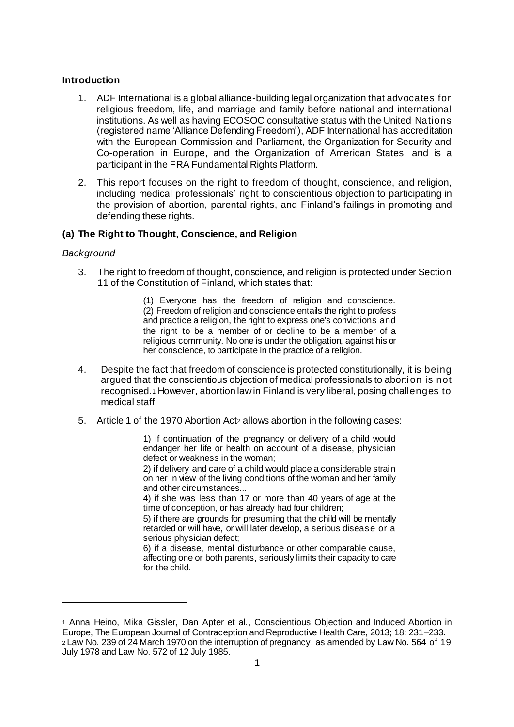### Introduction

1. ADF International is a global alliance-building legal organization that advocates for religious freedom, life, and marriage and family before national and international institutions. As well as having ECOSOC consultative status with the United Nations (registered name 'Alliance Defending Freedom'), ADF International has accreditation with the European Commission and Parliament, the Organization for Security and Co-operation in Europe, and the Organization of American States, and is a participant in the FRA Fundamental Rights Platform.

2. This report focuses on the right to freedom of thought, conscience, and religion, including medical professionals' right to conscientious objection to participating in the provision of abortion, parental rights, and Finland's failings in promoting and defending these rights.

### (a) The Right to Thought, Conscience, and Religion

*Background*

3. The right to freedom of thought, conscience, and religion is protected under Section 11 of the Constitution of Finland, which states that:

> (1) Everyone has the freedom of religion and conscience.
> (2) Freedom of religion and conscience entails the right to profess and practice a religion, the right to express one's convictions and the right to be a member of or decline to be a member of a religious community. No one is under the obligation, against his or her conscience, to participate in the practice of a religion.

4. Despite the fact that freedom of conscience is protected constitutionally, it is being argued that the conscientious objection of medical professionals to abortion is not recognised.[1] However, abortion law in Finland is very liberal, posing challenges to medical staff.

5. Article 1 of the 1970 Abortion Act[2] allows abortion in the following cases:

> 1) if continuation of the pregnancy or delivery of a child would endanger her life or health on account of a disease, physician defect or weakness in the woman;
> 2) if delivery and care of a child would place a considerable strain on her in view of the living conditions of the woman and her family and other circumstances...
> 4) if she was less than 17 or more than 40 years of age at the time of conception, or has already had four children;
> 5) if there are grounds for presuming that the child will be mentally retarded or will have, or will later develop, a serious disease or a serious physician defect;
> 6) if a disease, mental disturbance or other comparable cause, affecting one or both parents, seriously limits their capacity to care for the child.

---

[1] Anna Heino, Mika Gissler, Dan Apter et al., Conscientious Objection and Induced Abortion in Europe, The European Journal of Contraception and Reproductive Health Care, 2013; 18: 231–233.

[2] Law No. 239 of 24 March 1970 on the interruption of pregnancy, as amended by Law No. 564 of 19 July 1978 and Law No. 572 of 12 July 1985.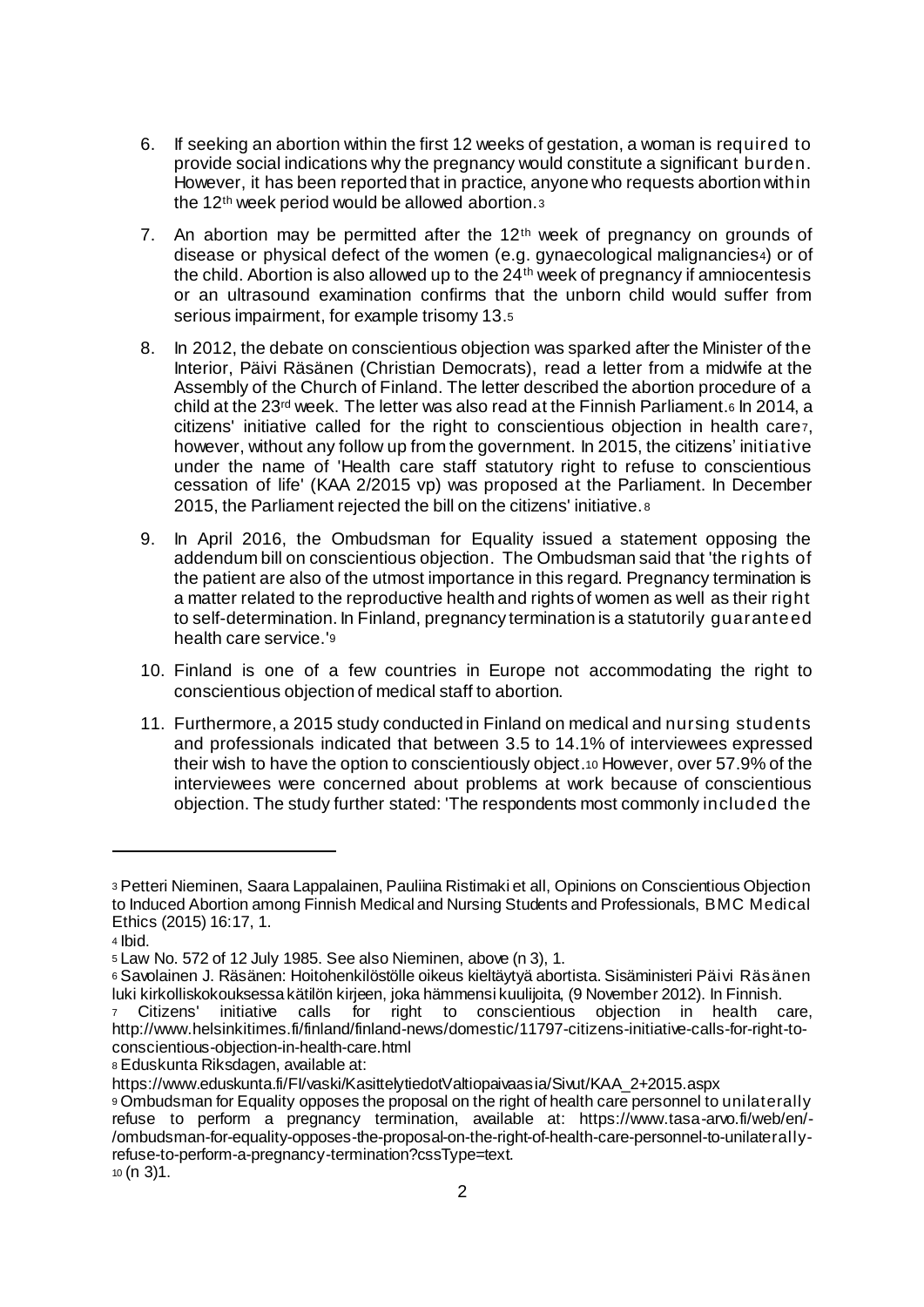6. If seeking an abortion within the first 12 weeks of gestation, a woman is required to provide social indications why the pregnancy would constitute a significant burden. However, it has been reported that in practice, anyone who requests abortion within the 12th week period would be allowed abortion.[3]

7. An abortion may be permitted after the 12th week of pregnancy on grounds of disease or physical defect of the women (e.g. gynaecological malignancies[4]) or of the child. Abortion is also allowed up to the 24th week of pregnancy if amniocentesis or an ultrasound examination confirms that the unborn child would suffer from serious impairment, for example trisomy 13.[5]

8. In 2012, the debate on conscientious objection was sparked after the Minister of the Interior, Päivi Räsänen (Christian Democrats), read a letter from a midwife at the Assembly of the Church of Finland. The letter described the abortion procedure of a child at the 23rd week. The letter was also read at the Finnish Parliament.[6] In 2014, a citizens' initiative called for the right to conscientious objection in health care[7], however, without any follow up from the government. In 2015, the citizens' initiative under the name of 'Health care staff statutory right to refuse to conscientious cessation of life' (KAA 2/2015 vp) was proposed at the Parliament. In December 2015, the Parliament rejected the bill on the citizens' initiative.[8]

9. In April 2016, the Ombudsman for Equality issued a statement opposing the addendum bill on conscientious objection. The Ombudsman said that 'the rights of the patient are also of the utmost importance in this regard. Pregnancy termination is a matter related to the reproductive health and rights of women as well as their right to self-determination. In Finland, pregnancy termination is a statutorily guaranteed health care service.'[9]

10. Finland is one of a few countries in Europe not accommodating the right to conscientious objection of medical staff to abortion.

11. Furthermore, a 2015 study conducted in Finland on medical and nursing students and professionals indicated that between 3.5 to 14.1% of interviewees expressed their wish to have the option to conscientiously object.[10] However, over 57.9% of the interviewees were concerned about problems at work because of conscientious objection. The study further stated: 'The respondents most commonly included the

---

[3] Petteri Nieminen, Saara Lappalainen, Pauliina Ristimaki et all, Opinions on Conscientious Objection to Induced Abortion among Finnish Medical and Nursing Students and Professionals, BMC Medical Ethics (2015) 16:17, 1.

[4] Ibid.

[5] Law No. 572 of 12 July 1985. See also Nieminen, above (n 3), 1.

[6] Savolainen J. Räsänen: Hoitohenkilöstölle oikeus kieltäytyä abortista. Sisäministeri Päivi Räsänen luki kirkolliskokouksessa kätilön kirjeen, joka hämmensi kuulijoita, (9 November 2012). In Finnish.

[7] Citizens' initiative calls for right to conscientious objection in health care, http://www.helsinkitimes.fi/finland/finland-news/domestic/11797-citizens-initiative-calls-for-right-to-conscientious-objection-in-health-care.html

[8] Eduskunta Riksdagen, available at: https://www.eduskunta.fi/FI/vaski/KasittelytiedotValtiopaivaasia/Sivut/KAA_2+2015.aspx

[9] Ombudsman for Equality opposes the proposal on the right of health care personnel to unilaterally refuse to perform a pregnancy termination, available at: https://www.tasa-arvo.fi/web/en/-/ombudsman-for-equality-opposes-the-proposal-on-the-right-of-health-care-personnel-to-unilaterally-refuse-to-perform-a-pregnancy-termination?cssType=text.

[10] (n 3)1.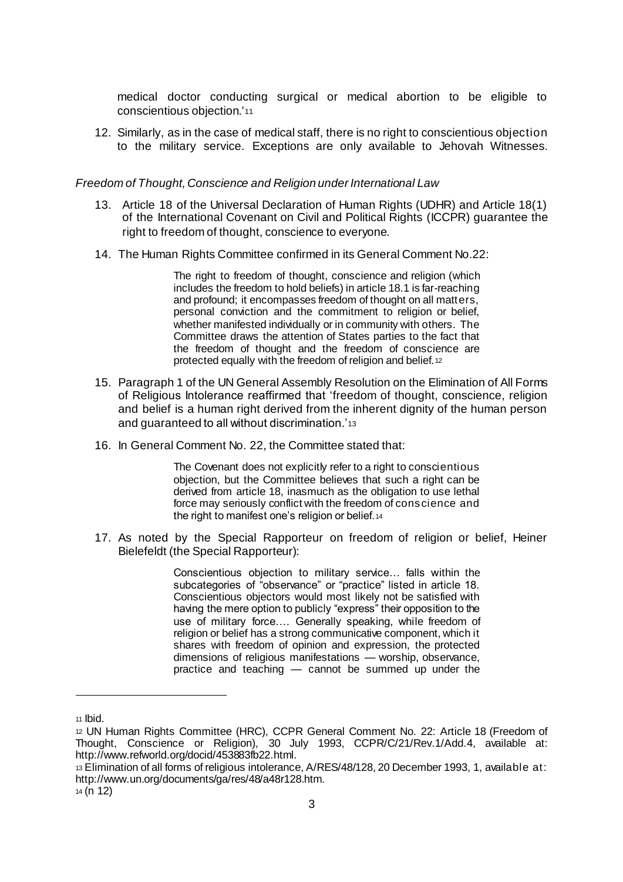medical doctor conducting surgical or medical abortion to be eligible to conscientious objection.'[11]

12. Similarly, as in the case of medical staff, there is no right to conscientious objection to the military service. Exceptions are only available to Jehovah Witnesses.

*Freedom of Thought, Conscience and Religion under International Law*

13. Article 18 of the Universal Declaration of Human Rights (UDHR) and Article 18(1) of the International Covenant on Civil and Political Rights (ICCPR) guarantee the right to freedom of thought, conscience to everyone.

14. The Human Rights Committee confirmed in its General Comment No.22:

> The right to freedom of thought, conscience and religion (which includes the freedom to hold beliefs) in article 18.1 is far-reaching and profound; it encompasses freedom of thought on all matters, personal conviction and the commitment to religion or belief, whether manifested individually or in community with others. The Committee draws the attention of States parties to the fact that the freedom of thought and the freedom of conscience are protected equally with the freedom of religion and belief.[12]

15. Paragraph 1 of the UN General Assembly Resolution on the Elimination of All Forms of Religious Intolerance reaffirmed that 'freedom of thought, conscience, religion and belief is a human right derived from the inherent dignity of the human person and guaranteed to all without discrimination.'[13]

16. In General Comment No. 22, the Committee stated that:

> The Covenant does not explicitly refer to a right to conscientious objection, but the Committee believes that such a right can be derived from article 18, inasmuch as the obligation to use lethal force may seriously conflict with the freedom of conscience and the right to manifest one's religion or belief.[14]

17. As noted by the Special Rapporteur on freedom of religion or belief, Heiner Bielefeldt (the Special Rapporteur):

> Conscientious objection to military service… falls within the subcategories of "observance" or "practice" listed in article 18. Conscientious objectors would most likely not be satisfied with having the mere option to publicly "express" their opposition to the use of military force…. Generally speaking, while freedom of religion or belief has a strong communicative component, which it shares with freedom of opinion and expression, the protected dimensions of religious manifestations — worship, observance, practice and teaching — cannot be summed up under the

---

[11] Ibid.

[12] UN Human Rights Committee (HRC), CCPR General Comment No. 22: Article 18 (Freedom of Thought, Conscience or Religion), 30 July 1993, CCPR/C/21/Rev.1/Add.4, available at: http://www.refworld.org/docid/453883fb22.html.

[13] Elimination of all forms of religious intolerance, A/RES/48/128, 20 December 1993, 1, available at: http://www.un.org/documents/ga/res/48/a48r128.htm.

[14] (n 12)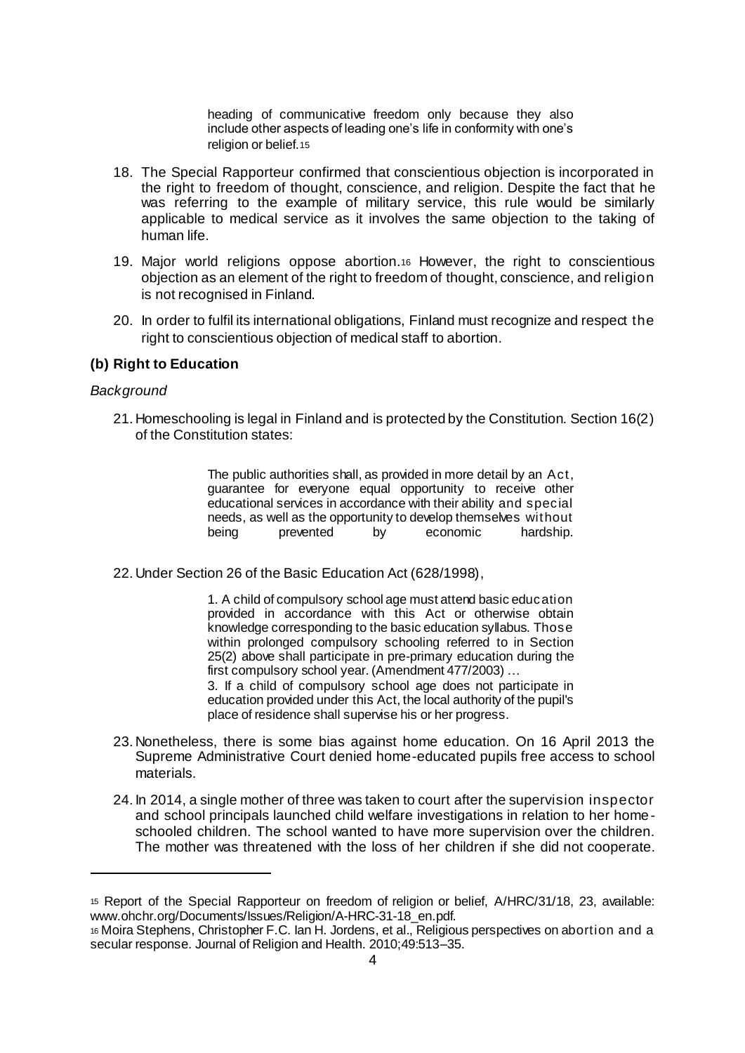heading of communicative freedom only because they also include other aspects of leading one's life in conformity with one's religion or belief.[15]

18. The Special Rapporteur confirmed that conscientious objection is incorporated in the right to freedom of thought, conscience, and religion. Despite the fact that he was referring to the example of military service, this rule would be similarly applicable to medical service as it involves the same objection to the taking of human life.

19. Major world religions oppose abortion.[16] However, the right to conscientious objection as an element of the right to freedom of thought, conscience, and religion is not recognised in Finland.

20. In order to fulfil its international obligations, Finland must recognize and respect the right to conscientious objection of medical staff to abortion.

### (b) Right to Education

*Background*

21. Homeschooling is legal in Finland and is protected by the Constitution. Section 16(2) of the Constitution states:

> The public authorities shall, as provided in more detail by an Act, guarantee for everyone equal opportunity to receive other educational services in accordance with their ability and special needs, as well as the opportunity to develop themselves without being prevented by economic hardship.

22. Under Section 26 of the Basic Education Act (628/1998),

> 1. A child of compulsory school age must attend basic education provided in accordance with this Act or otherwise obtain knowledge corresponding to the basic education syllabus. Those within prolonged compulsory schooling referred to in Section 25(2) above shall participate in pre-primary education during the first compulsory school year. (Amendment 477/2003) …
>
> 3. If a child of compulsory school age does not participate in education provided under this Act, the local authority of the pupil's place of residence shall supervise his or her progress.

23. Nonetheless, there is some bias against home education. On 16 April 2013 the Supreme Administrative Court denied home-educated pupils free access to school materials.

24. In 2014, a single mother of three was taken to court after the supervision inspector and school principals launched child welfare investigations in relation to her home-schooled children. The school wanted to have more supervision over the children. The mother was threatened with the loss of her children if she did not cooperate.

---

[15] Report of the Special Rapporteur on freedom of religion or belief, A/HRC/31/18, 23, available: www.ohchr.org/Documents/Issues/Religion/A-HRC-31-18_en.pdf.

[16] Moira Stephens, Christopher F.C. Ian H. Jordens, et al., Religious perspectives on abortion and a secular response. Journal of Religion and Health. 2010;49:513–35.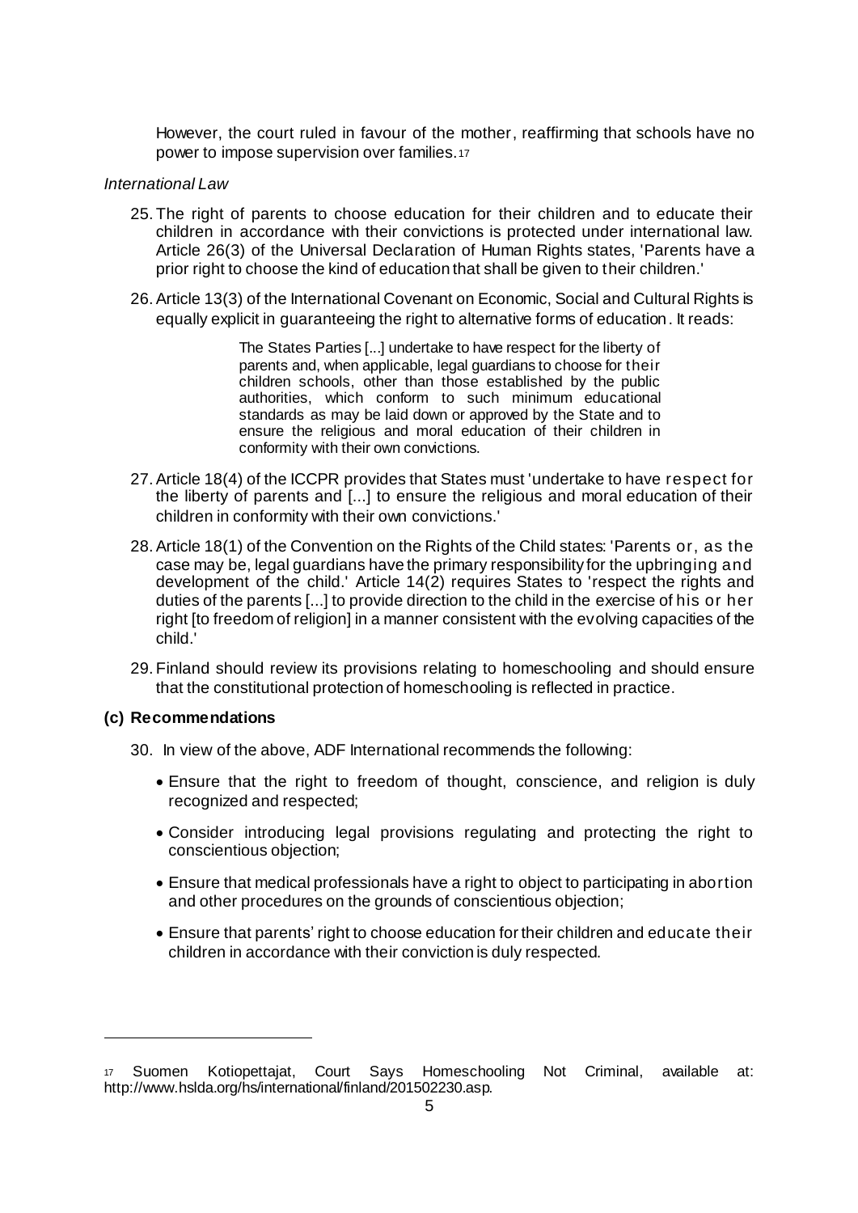However, the court ruled in favour of the mother, reaffirming that schools have no power to impose supervision over families.[17]

*International Law*

25. The right of parents to choose education for their children and to educate their children in accordance with their convictions is protected under international law. Article 26(3) of the Universal Declaration of Human Rights states, 'Parents have a prior right to choose the kind of education that shall be given to their children.'

26. Article 13(3) of the International Covenant on Economic, Social and Cultural Rights is equally explicit in guaranteeing the right to alternative forms of education. It reads:

> The States Parties [...] undertake to have respect for the liberty of parents and, when applicable, legal guardians to choose for their children schools, other than those established by the public authorities, which conform to such minimum educational standards as may be laid down or approved by the State and to ensure the religious and moral education of their children in conformity with their own convictions.

27. Article 18(4) of the ICCPR provides that States must 'undertake to have respect for the liberty of parents and [...] to ensure the religious and moral education of their children in conformity with their own convictions.'

28. Article 18(1) of the Convention on the Rights of the Child states: 'Parents or, as the case may be, legal guardians have the primary responsibility for the upbringing and development of the child.' Article 14(2) requires States to 'respect the rights and duties of the parents [...] to provide direction to the child in the exercise of his or her right [to freedom of religion] in a manner consistent with the evolving capacities of the child.'

29. Finland should review its provisions relating to homeschooling and should ensure that the constitutional protection of homeschooling is reflected in practice.

**(c) Recommendations**

30. In view of the above, ADF International recommends the following:

- Ensure that the right to freedom of thought, conscience, and religion is duly recognized and respected;
- Consider introducing legal provisions regulating and protecting the right to conscientious objection;
- Ensure that medical professionals have a right to object to participating in abortion and other procedures on the grounds of conscientious objection;
- Ensure that parents' right to choose education for their children and educate their children in accordance with their conviction is duly respected.

---

[17] Suomen Kotiopettajat, Court Says Homeschooling Not Criminal, available at: http://www.hslda.org/hs/international/finland/201502230.asp.